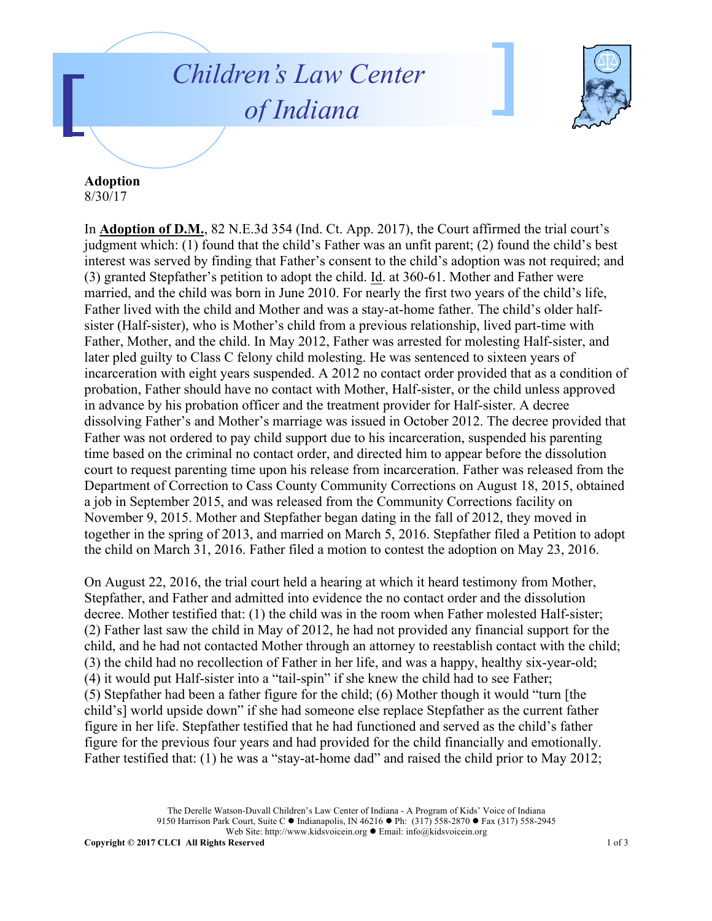# Children's Law Center of Indiana

**Adoption**
8/30/17

In **Adoption of D.M.**, 82 N.E.3d 354 (Ind. Ct. App. 2017), the Court affirmed the trial court's judgment which: (1) found that the child's Father was an unfit parent; (2) found the child's best interest was served by finding that Father's consent to the child's adoption was not required; and (3) granted Stepfather's petition to adopt the child. Id. at 360-61. Mother and Father were married, and the child was born in June 2010. For nearly the first two years of the child's life, Father lived with the child and Mother and was a stay-at-home father. The child's older half-sister (Half-sister), who is Mother's child from a previous relationship, lived part-time with Father, Mother, and the child. In May 2012, Father was arrested for molesting Half-sister, and later pled guilty to Class C felony child molesting. He was sentenced to sixteen years of incarceration with eight years suspended. A 2012 no contact order provided that as a condition of probation, Father should have no contact with Mother, Half-sister, or the child unless approved in advance by his probation officer and the treatment provider for Half-sister. A decree dissolving Father's and Mother's marriage was issued in October 2012. The decree provided that Father was not ordered to pay child support due to his incarceration, suspended his parenting time based on the criminal no contact order, and directed him to appear before the dissolution court to request parenting time upon his release from incarceration. Father was released from the Department of Correction to Cass County Community Corrections on August 18, 2015, obtained a job in September 2015, and was released from the Community Corrections facility on November 9, 2015. Mother and Stepfather began dating in the fall of 2012, they moved in together in the spring of 2013, and married on March 5, 2016. Stepfather filed a Petition to adopt the child on March 31, 2016. Father filed a motion to contest the adoption on May 23, 2016.

On August 22, 2016, the trial court held a hearing at which it heard testimony from Mother, Stepfather, and Father and admitted into evidence the no contact order and the dissolution decree. Mother testified that: (1) the child was in the room when Father molested Half-sister; (2) Father last saw the child in May of 2012, he had not provided any financial support for the child, and he had not contacted Mother through an attorney to reestablish contact with the child; (3) the child had no recollection of Father in her life, and was a happy, healthy six-year-old; (4) it would put Half-sister into a "tail-spin" if she knew the child had to see Father; (5) Stepfather had been a father figure for the child; (6) Mother though it would "turn [the child's] world upside down" if she had someone else replace Stepfather as the current father figure in her life. Stepfather testified that he had functioned and served as the child's father figure for the previous four years and had provided for the child financially and emotionally. Father testified that: (1) he was a "stay-at-home dad" and raised the child prior to May 2012;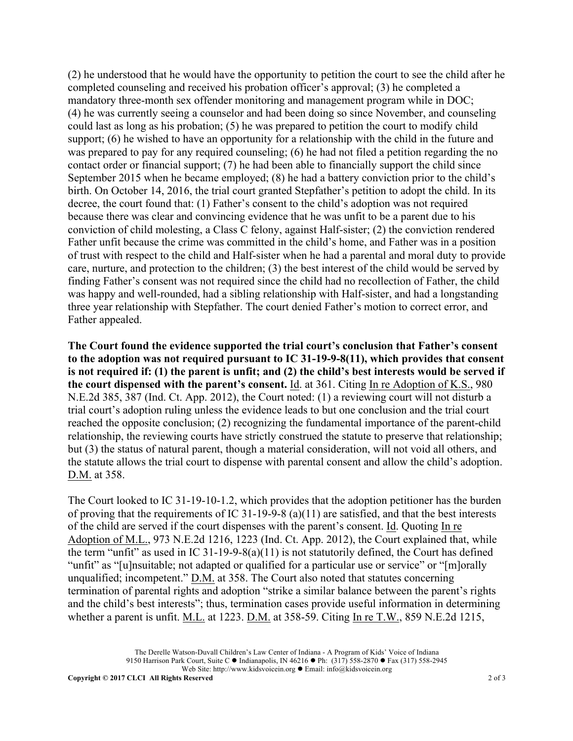(2) he understood that he would have the opportunity to petition the court to see the child after he completed counseling and received his probation officer's approval; (3) he completed a mandatory three-month sex offender monitoring and management program while in DOC; (4) he was currently seeing a counselor and had been doing so since November, and counseling could last as long as his probation; (5) he was prepared to petition the court to modify child support; (6) he wished to have an opportunity for a relationship with the child in the future and was prepared to pay for any required counseling; (6) he had not filed a petition regarding the no contact order or financial support; (7) he had been able to financially support the child since September 2015 when he became employed; (8) he had a battery conviction prior to the child's birth. On October 14, 2016, the trial court granted Stepfather's petition to adopt the child. In its decree, the court found that: (1) Father's consent to the child's adoption was not required because there was clear and convincing evidence that he was unfit to be a parent due to his conviction of child molesting, a Class C felony, against Half-sister; (2) the conviction rendered Father unfit because the crime was committed in the child's home, and Father was in a position of trust with respect to the child and Half-sister when he had a parental and moral duty to provide care, nurture, and protection to the children; (3) the best interest of the child would be served by finding Father's consent was not required since the child had no recollection of Father, the child was happy and well-rounded, had a sibling relationship with Half-sister, and had a longstanding three year relationship with Stepfather. The court denied Father's motion to correct error, and Father appealed.

**The Court found the evidence supported the trial court's conclusion that Father's consent to the adoption was not required pursuant to IC 31-19-9-8(11), which provides that consent is not required if: (1) the parent is unfit; and (2) the child's best interests would be served if the court dispensed with the parent's consent.** Id. at 361. Citing In re Adoption of K.S., 980 N.E.2d 385, 387 (Ind. Ct. App. 2012), the Court noted: (1) a reviewing court will not disturb a trial court's adoption ruling unless the evidence leads to but one conclusion and the trial court reached the opposite conclusion; (2) recognizing the fundamental importance of the parent-child relationship, the reviewing courts have strictly construed the statute to preserve that relationship; but (3) the status of natural parent, though a material consideration, will not void all others, and the statute allows the trial court to dispense with parental consent and allow the child's adoption. D.M. at 358.

The Court looked to IC 31-19-10-1.2, which provides that the adoption petitioner has the burden of proving that the requirements of IC 31-19-9-8 (a)(11) are satisfied, and that the best interests of the child are served if the court dispenses with the parent's consent. Id. Quoting In re Adoption of M.L., 973 N.E.2d 1216, 1223 (Ind. Ct. App. 2012), the Court explained that, while the term "unfit" as used in IC 31-19-9-8(a)(11) is not statutorily defined, the Court has defined "unfit" as "[u]nsuitable; not adapted or qualified for a particular use or service" or "[m]orally unqualified; incompetent." D.M. at 358. The Court also noted that statutes concerning termination of parental rights and adoption "strike a similar balance between the parent's rights and the child's best interests"; thus, termination cases provide useful information in determining whether a parent is unfit. M.L. at 1223. D.M. at 358-59. Citing In re T.W., 859 N.E.2d 1215,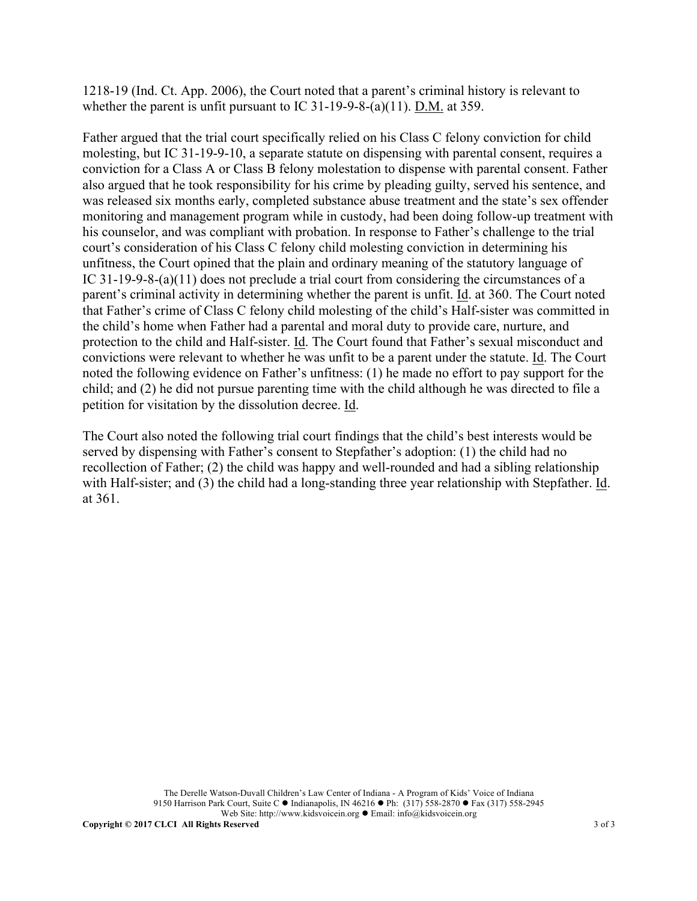1218-19 (Ind. Ct. App. 2006), the Court noted that a parent's criminal history is relevant to whether the parent is unfit pursuant to IC 31-19-9-8-(a)(11). D.M. at 359.

Father argued that the trial court specifically relied on his Class C felony conviction for child molesting, but IC 31-19-9-10, a separate statute on dispensing with parental consent, requires a conviction for a Class A or Class B felony molestation to dispense with parental consent. Father also argued that he took responsibility for his crime by pleading guilty, served his sentence, and was released six months early, completed substance abuse treatment and the state's sex offender monitoring and management program while in custody, had been doing follow-up treatment with his counselor, and was compliant with probation. In response to Father's challenge to the trial court's consideration of his Class C felony child molesting conviction in determining his unfitness, the Court opined that the plain and ordinary meaning of the statutory language of IC 31-19-9-8-(a)(11) does not preclude a trial court from considering the circumstances of a parent's criminal activity in determining whether the parent is unfit. Id. at 360. The Court noted that Father's crime of Class C felony child molesting of the child's Half-sister was committed in the child's home when Father had a parental and moral duty to provide care, nurture, and protection to the child and Half-sister. Id. The Court found that Father's sexual misconduct and convictions were relevant to whether he was unfit to be a parent under the statute. Id. The Court noted the following evidence on Father's unfitness: (1) he made no effort to pay support for the child; and (2) he did not pursue parenting time with the child although he was directed to file a petition for visitation by the dissolution decree. Id.

The Court also noted the following trial court findings that the child's best interests would be served by dispensing with Father's consent to Stepfather's adoption: (1) the child had no recollection of Father; (2) the child was happy and well-rounded and had a sibling relationship with Half-sister; and (3) the child had a long-standing three year relationship with Stepfather. Id. at 361.